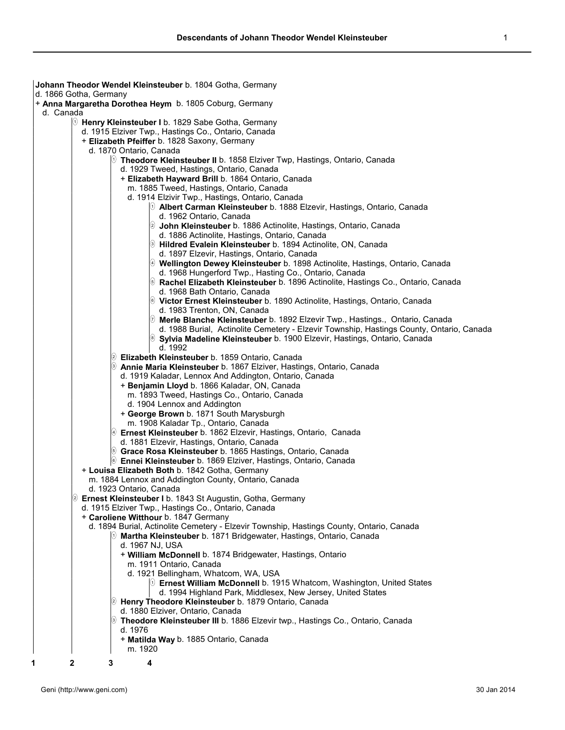# Descendants of Johann Theodor Wendel Kleinsteuber

**Johann Theodor Wendel Kleinsteuber** b. 1804 Gotha, Germany
d. 1866 Gotha, Germany
+ **Anna Margaretha Dorothea Heym** b. 1805 Coburg, Germany
d. Canada

- (1) **Henry Kleinsteuber I** b. 1829 Sabe Gotha, Germany
  d. 1915 Elziver Twp., Hastings Co., Ontario, Canada
  + **Elizabeth Pfeiffer** b. 1828 Saxony, Germany
  d. 1870 Ontario, Canada
  - (1) **Theodore Kleinsteuber II** b. 1858 Elziver Twp, Hastings, Ontario, Canada
    d. 1929 Tweed, Hastings, Ontario, Canada
    + **Elizabeth Hayward Brill** b. 1864 Ontario, Canada
    m. 1885 Tweed, Hastings, Ontario, Canada
    d. 1914 Elzivir Twp., Hastings, Ontario, Canada
    - (1) **Albert Carman Kleinsteuber** b. 1888 Elzevir, Hastings, Ontario, Canada
      d. 1962 Ontario, Canada
    - (2) **John Kleinsteuber** b. 1886 Actinolite, Hastings, Ontario, Canada
      d. 1886 Actinolite, Hastings, Ontario, Canada
    - (3) **Hildred Evalein Kleinsteuber** b. 1894 Actinolite, ON, Canada
      d. 1897 Elzevir, Hastings, Ontario, Canada
    - (4) **Wellington Dewey Kleinsteuber** b. 1898 Actinolite, Hastings, Ontario, Canada
      d. 1968 Hungerford Twp., Hasting Co., Ontario, Canada
    - (5) **Rachel Elizabeth Kleinsteuber** b. 1896 Actinolite, Hastings Co., Ontario, Canada
      d. 1968 Bath Ontario, Canada
    - (6) **Victor Ernest Kleinsteuber** b. 1890 Actinolite, Hastings, Ontario, Canada
      d. 1983 Trenton, ON, Canada
    - (7) **Merle Blanche Kleinsteuber** b. 1892 Elzevir Twp., Hastings., Ontario, Canada
      d. 1988 Burial, Actinolite Cemetery - Elzevir Township, Hastings County, Ontario, Canada
    - (8) **Sylvia Madeline Kleinsteuber** b. 1900 Elzevir, Hastings, Ontario, Canada
      d. 1992
  - (2) **Elizabeth Kleinsteuber** b. 1859 Ontario, Canada
  - (3) **Annie Maria Kleinsteuber** b. 1867 Elziver, Hastings, Ontario, Canada
    d. 1919 Kaladar, Lennox And Addington, Ontario, Canada
    + **Benjamin Lloyd** b. 1866 Kaladar, ON, Canada
    m. 1893 Tweed, Hastings Co., Ontario, Canada
    d. 1904 Lennox and Addington
    + **George Brown** b. 1871 South Marysburgh
    m. 1908 Kaladar Tp., Ontario, Canada
  - (4) **Ernest Kleinsteuber** b. 1862 Elzevir, Hastings, Ontario, Canada
    d. 1881 Elzevir, Hastings, Ontario, Canada
  - (5) **Grace Rosa Kleinsteuber** b. 1865 Hastings, Ontario, Canada
  - (6) **Ennei Kleinsteuber** b. 1869 Elziver, Hastings, Ontario, Canada

  + **Louisa Elizabeth Both** b. 1842 Gotha, Germany
  m. 1884 Lennox and Addington County, Ontario, Canada
  d. 1923 Ontario, Canada
- (2) **Ernest Kleinsteuber I** b. 1843 St Augustin, Gotha, Germany
  d. 1915 Elziver Twp., Hastings Co., Ontario, Canada
  + **Caroliene Witthour** b. 1847 Germany
  d. 1894 Burial, Actinolite Cemetery - Elzevir Township, Hastings County, Ontario, Canada
  - (1) **Martha Kleinsteuber** b. 1871 Bridgewater, Hastings, Ontario, Canada
    d. 1967 NJ, USA
    + **William McDonnell** b. 1874 Bridgewater, Hastings, Ontario
    m. 1911 Ontario, Canada
    d. 1921 Bellingham, Whatcom, WA, USA
    - (1) **Ernest William McDonnell** b. 1915 Whatcom, Washington, United States
      d. 1994 Highland Park, Middlesex, New Jersey, United States
  - (2) **Henry Theodore Kleinsteuber** b. 1879 Ontario, Canada
    d. 1880 Elziver, Ontario, Canada
  - (3) **Theodore Kleinsteuber III** b. 1886 Elzevir twp., Hastings Co., Ontario, Canada
    d. 1976
    + **Matilda Way** b. 1885 Ontario, Canada
    m. 1920

1 2 3 4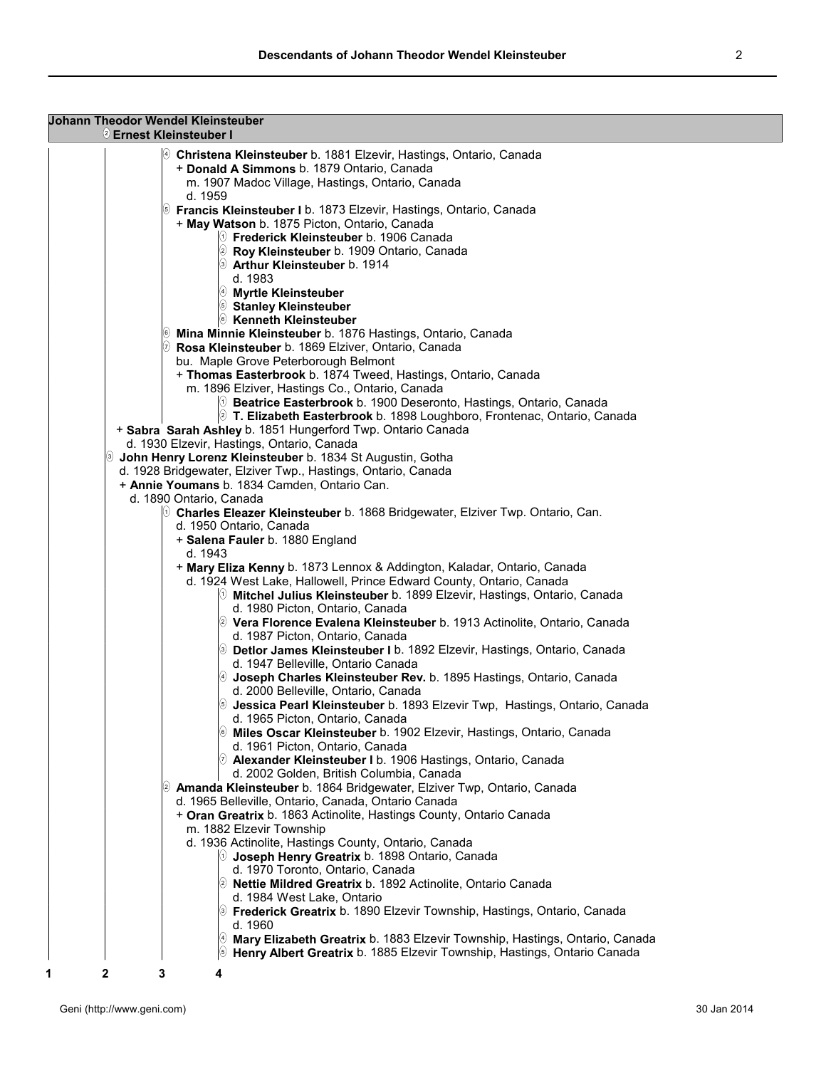**Johann Theodor Wendel Kleinsteuber**
②**Ernest Kleinsteuber I**

- ④ **Christena Kleinsteuber** b. 1881 Elzevir, Hastings, Ontario, Canada
  - \+ **Donald A Simmons** b. 1879 Ontario, Canada
    m. 1907 Madoc Village, Hastings, Ontario, Canada
    d. 1959
- ⑤ **Francis Kleinsteuber I** b. 1873 Elzevir, Hastings, Ontario, Canada
  - \+ **May Watson** b. 1875 Picton, Ontario, Canada
    - ① **Frederick Kleinsteuber** b. 1906 Canada
    - ② **Roy Kleinsteuber** b. 1909 Ontario, Canada
    - ③ **Arthur Kleinsteuber** b. 1914
      d. 1983
    - ④ **Myrtle Kleinsteuber**
    - ⑤ **Stanley Kleinsteuber**
    - ⑥ **Kenneth Kleinsteuber**
- ⑥ **Mina Minnie Kleinsteuber** b. 1876 Hastings, Ontario, Canada
- ⑦ **Rosa Kleinsteuber** b. 1869 Elziver, Ontario, Canada
  bu. Maple Grove Peterborough Belmont
  - \+ **Thomas Easterbrook** b. 1874 Tweed, Hastings, Ontario, Canada
    m. 1896 Elziver, Hastings Co., Ontario, Canada
    - ① **Beatrice Easterbrook** b. 1900 Deseronto, Hastings, Ontario, Canada
    - ② **T. Elizabeth Easterbrook** b. 1898 Loughboro, Frontenac, Ontario, Canada

\+ **Sabra Sarah Ashley** b. 1851 Hungerford Twp. Ontario Canada
d. 1930 Elzevir, Hastings, Ontario, Canada

③ **John Henry Lorenz Kleinsteuber** b. 1834 St Augustin, Gotha
d. 1928 Bridgewater, Elziver Twp., Hastings, Ontario, Canada
\+ **Annie Youmans** b. 1834 Camden, Ontario Can.
d. 1890 Ontario, Canada

- ① **Charles Eleazer Kleinsteuber** b. 1868 Bridgewater, Elziver Twp. Ontario, Can.
  d. 1950 Ontario, Canada
  - \+ **Salena Fauler** b. 1880 England
    d. 1943
  - \+ **Mary Eliza Kenny** b. 1873 Lennox & Addington, Kaladar, Ontario, Canada
    d. 1924 West Lake, Hallowell, Prince Edward County, Ontario, Canada
    - ① **Mitchel Julius Kleinsteuber** b. 1899 Elzevir, Hastings, Ontario, Canada
      d. 1980 Picton, Ontario, Canada
    - ② **Vera Florence Evalena Kleinsteuber** b. 1913 Actinolite, Ontario, Canada
      d. 1987 Picton, Ontario, Canada
    - ③ **Detlor James Kleinsteuber I** b. 1892 Elzevir, Hastings, Ontario, Canada
      d. 1947 Belleville, Ontario Canada
    - ④ **Joseph Charles Kleinsteuber Rev.** b. 1895 Hastings, Ontario, Canada
      d. 2000 Belleville, Ontario, Canada
    - ⑤ **Jessica Pearl Kleinsteuber** b. 1893 Elzevir Twp, Hastings, Ontario, Canada
      d. 1965 Picton, Ontario, Canada
    - ⑥ **Miles Oscar Kleinsteuber** b. 1902 Elzevir, Hastings, Ontario, Canada
      d. 1961 Picton, Ontario, Canada
    - ⑦ **Alexander Kleinsteuber I** b. 1906 Hastings, Ontario, Canada
      d. 2002 Golden, British Columbia, Canada
- ② **Amanda Kleinsteuber** b. 1864 Bridgewater, Elziver Twp, Ontario, Canada
  d. 1965 Belleville, Ontario, Canada, Ontario Canada
  - \+ **Oran Greatrix** b. 1863 Actinolite, Hastings County, Ontario Canada
    m. 1882 Elzevir Township
    d. 1936 Actinolite, Hastings County, Ontario, Canada
    - ① **Joseph Henry Greatrix** b. 1898 Ontario, Canada
      d. 1970 Toronto, Ontario, Canada
    - ② **Nettie Mildred Greatrix** b. 1892 Actinolite, Ontario Canada
      d. 1984 West Lake, Ontario
    - ③ **Frederick Greatrix** b. 1890 Elzevir Township, Hastings, Ontario, Canada
      d. 1960
    - ④ **Mary Elizabeth Greatrix** b. 1883 Elzevir Township, Hastings, Ontario, Canada
    - ⑤ **Henry Albert Greatrix** b. 1885 Elzevir Township, Hastings, Ontario Canada

1 2 3 4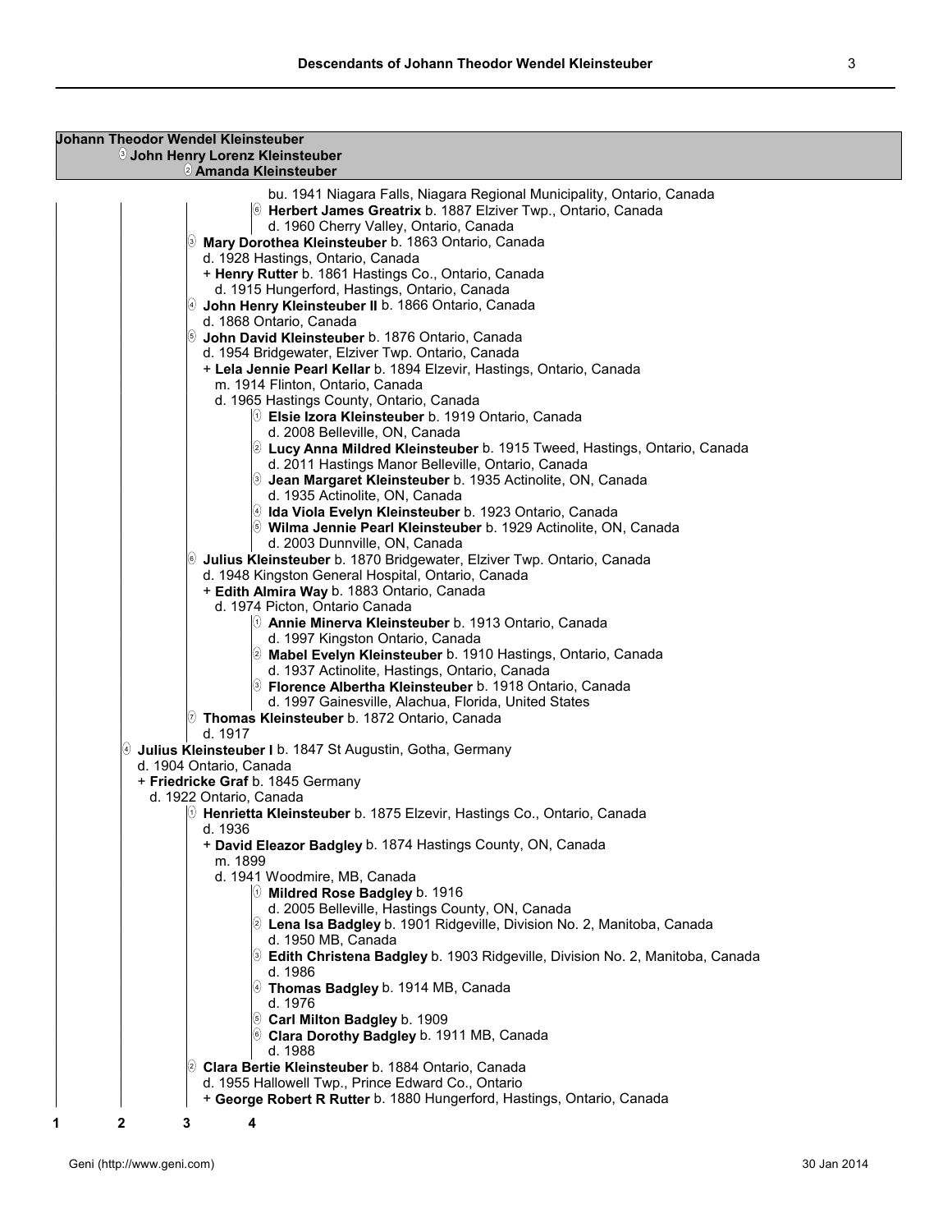**Johann Theodor Wendel Kleinsteuber**
③ **John Henry Lorenz Kleinsteuber**
② **Amanda Kleinsteuber**

bu. 1941 Niagara Falls, Niagara Regional Municipality, Ontario, Canada
⑥ **Herbert James Greatrix** b. 1887 Elziver Twp., Ontario, Canada
d. 1960 Cherry Valley, Ontario, Canada
③ **Mary Dorothea Kleinsteuber** b. 1863 Ontario, Canada
d. 1928 Hastings, Ontario, Canada
+ **Henry Rutter** b. 1861 Hastings Co., Ontario, Canada
d. 1915 Hungerford, Hastings, Ontario, Canada
④ **John Henry Kleinsteuber II** b. 1866 Ontario, Canada
d. 1868 Ontario, Canada
⑤ **John David Kleinsteuber** b. 1876 Ontario, Canada
d. 1954 Bridgewater, Elziver Twp. Ontario, Canada
+ **Lela Jennie Pearl Kellar** b. 1894 Elzevir, Hastings, Ontario, Canada
m. 1914 Flinton, Ontario, Canada
d. 1965 Hastings County, Ontario, Canada
① **Elsie Izora Kleinsteuber** b. 1919 Ontario, Canada
d. 2008 Belleville, ON, Canada
② **Lucy Anna Mildred Kleinsteuber** b. 1915 Tweed, Hastings, Ontario, Canada
d. 2011 Hastings Manor Belleville, Ontario, Canada
③ **Jean Margaret Kleinsteuber** b. 1935 Actinolite, ON, Canada
d. 1935 Actinolite, ON, Canada
④ **Ida Viola Evelyn Kleinsteuber** b. 1923 Ontario, Canada
⑤ **Wilma Jennie Pearl Kleinsteuber** b. 1929 Actinolite, ON, Canada
d. 2003 Dunnville, ON, Canada
⑥ **Julius Kleinsteuber** b. 1870 Bridgewater, Elziver Twp. Ontario, Canada
d. 1948 Kingston General Hospital, Ontario, Canada
+ **Edith Almira Way** b. 1883 Ontario, Canada
d. 1974 Picton, Ontario Canada
① **Annie Minerva Kleinsteuber** b. 1913 Ontario, Canada
d. 1997 Kingston Ontario, Canada
② **Mabel Evelyn Kleinsteuber** b. 1910 Hastings, Ontario, Canada
d. 1937 Actinolite, Hastings, Ontario, Canada
③ **Florence Albertha Kleinsteuber** b. 1918 Ontario, Canada
d. 1997 Gainesville, Alachua, Florida, United States
⑦ **Thomas Kleinsteuber** b. 1872 Ontario, Canada
d. 1917
④ **Julius Kleinsteuber I** b. 1847 St Augustin, Gotha, Germany
d. 1904 Ontario, Canada
+ **Friedricke Graf** b. 1845 Germany
d. 1922 Ontario, Canada
① **Henrietta Kleinsteuber** b. 1875 Elzevir, Hastings Co., Ontario, Canada
d. 1936
+ **David Eleazor Badgley** b. 1874 Hastings County, ON, Canada
m. 1899
d. 1941 Woodmire, MB, Canada
① **Mildred Rose Badgley** b. 1916
d. 2005 Belleville, Hastings County, ON, Canada
② **Lena Isa Badgley** b. 1901 Ridgeville, Division No. 2, Manitoba, Canada
d. 1950 MB, Canada
③ **Edith Christena Badgley** b. 1903 Ridgeville, Division No. 2, Manitoba, Canada
d. 1986
④ **Thomas Badgley** b. 1914 MB, Canada
d. 1976
⑤ **Carl Milton Badgley** b. 1909
⑥ **Clara Dorothy Badgley** b. 1911 MB, Canada
d. 1988
② **Clara Bertie Kleinsteuber** b. 1884 Ontario, Canada
d. 1955 Hallowell Twp., Prince Edward Co., Ontario
+ **George Robert R Rutter** b. 1880 Hungerford, Hastings, Ontario, Canada

1 2 3 4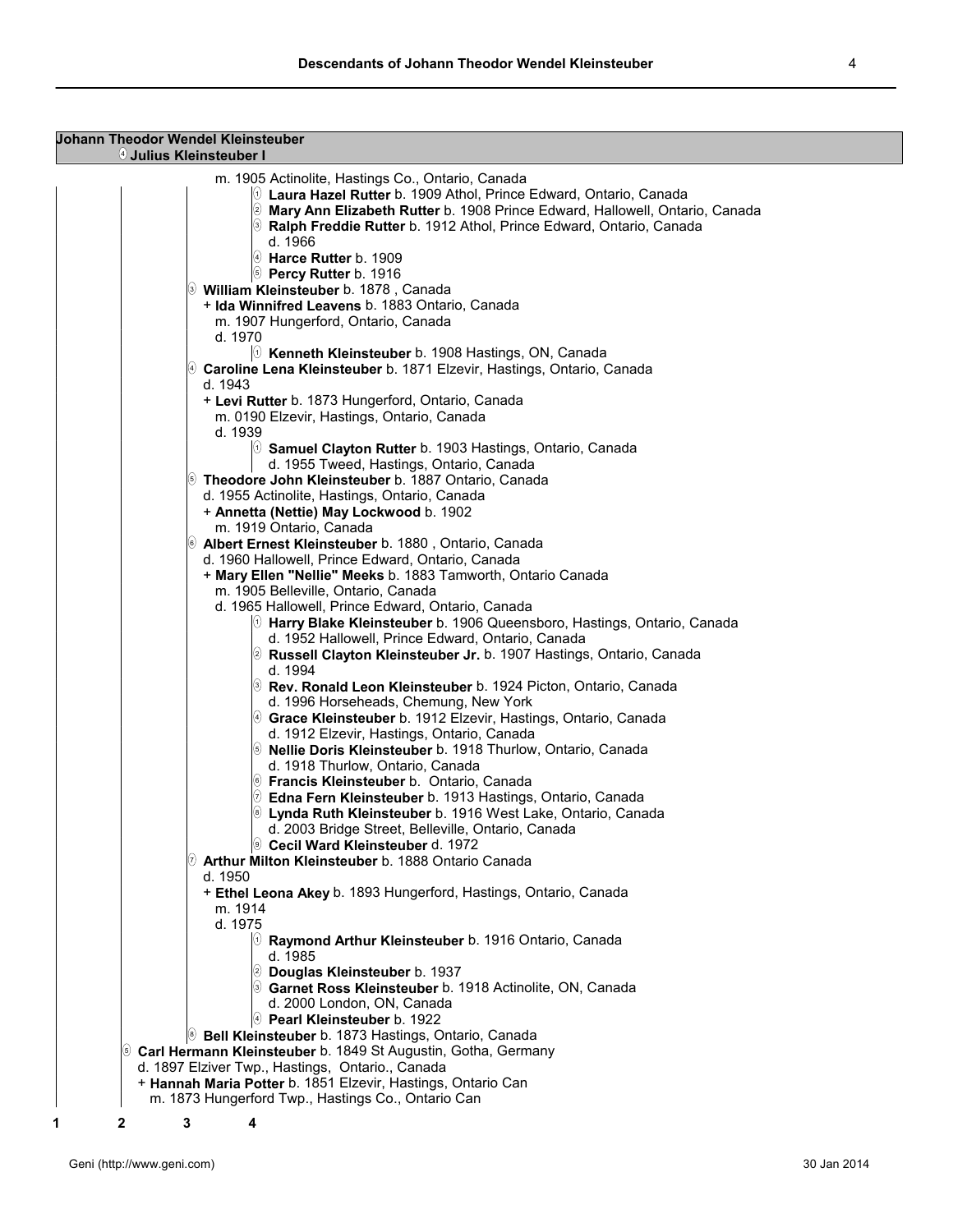**Johann Theodor Wendel Kleinsteuber**
**4 Julius Kleinsteuber I**

m. 1905 Actinolite, Hastings Co., Ontario, Canada

- 1 **Laura Hazel Rutter** b. 1909 Athol, Prince Edward, Ontario, Canada
- 2 **Mary Ann Elizabeth Rutter** b. 1908 Prince Edward, Hallowell, Ontario, Canada
- 3 **Ralph Freddie Rutter** b. 1912 Athol, Prince Edward, Ontario, Canada
  d. 1966
- 4 **Harce Rutter** b. 1909
- 5 **Percy Rutter** b. 1916

3 **William Kleinsteuber** b. 1878 , Canada
+ **Ida Winnifred Leavens** b. 1883 Ontario, Canada
m. 1907 Hungerford, Ontario, Canada
d. 1970

- 1 **Kenneth Kleinsteuber** b. 1908 Hastings, ON, Canada

4 **Caroline Lena Kleinsteuber** b. 1871 Elzevir, Hastings, Ontario, Canada
d. 1943
+ **Levi Rutter** b. 1873 Hungerford, Ontario, Canada
m. 0190 Elzevir, Hastings, Ontario, Canada
d. 1939

- 1 **Samuel Clayton Rutter** b. 1903 Hastings, Ontario, Canada
  d. 1955 Tweed, Hastings, Ontario, Canada

5 **Theodore John Kleinsteuber** b. 1887 Ontario, Canada
d. 1955 Actinolite, Hastings, Ontario, Canada
+ **Annetta (Nettie) May Lockwood** b. 1902
m. 1919 Ontario, Canada

6 **Albert Ernest Kleinsteuber** b. 1880 , Ontario, Canada
d. 1960 Hallowell, Prince Edward, Ontario, Canada
+ **Mary Ellen "Nellie" Meeks** b. 1883 Tamworth, Ontario Canada
m. 1905 Belleville, Ontario, Canada
d. 1965 Hallowell, Prince Edward, Ontario, Canada

- 1 **Harry Blake Kleinsteuber** b. 1906 Queensboro, Hastings, Ontario, Canada
  d. 1952 Hallowell, Prince Edward, Ontario, Canada
- 2 **Russell Clayton Kleinsteuber Jr.** b. 1907 Hastings, Ontario, Canada
  d. 1994
- 3 **Rev. Ronald Leon Kleinsteuber** b. 1924 Picton, Ontario, Canada
  d. 1996 Horseheads, Chemung, New York
- 4 **Grace Kleinsteuber** b. 1912 Elzevir, Hastings, Ontario, Canada
  d. 1912 Elzevir, Hastings, Ontario, Canada
- 5 **Nellie Doris Kleinsteuber** b. 1918 Thurlow, Ontario, Canada
  d. 1918 Thurlow, Ontario, Canada
- 6 **Francis Kleinsteuber** b. Ontario, Canada
- 7 **Edna Fern Kleinsteuber** b. 1913 Hastings, Ontario, Canada
- 8 **Lynda Ruth Kleinsteuber** b. 1916 West Lake, Ontario, Canada
  d. 2003 Bridge Street, Belleville, Ontario, Canada
- 9 **Cecil Ward Kleinsteuber** d. 1972

7 **Arthur Milton Kleinsteuber** b. 1888 Ontario Canada
d. 1950
+ **Ethel Leona Akey** b. 1893 Hungerford, Hastings, Ontario, Canada
m. 1914
d. 1975

- 1 **Raymond Arthur Kleinsteuber** b. 1916 Ontario, Canada
  d. 1985
- 2 **Douglas Kleinsteuber** b. 1937
- 3 **Garnet Ross Kleinsteuber** b. 1918 Actinolite, ON, Canada
  d. 2000 London, ON, Canada
- 4 **Pearl Kleinsteuber** b. 1922

8 **Bell Kleinsteuber** b. 1873 Hastings, Ontario, Canada

5 **Carl Hermann Kleinsteuber** b. 1849 St Augustin, Gotha, Germany
d. 1897 Elziver Twp., Hastings, Ontario., Canada
+ **Hannah Maria Potter** b. 1851 Elzevir, Hastings, Ontario Can
m. 1873 Hungerford Twp., Hastings Co., Ontario Can

1 2 3 4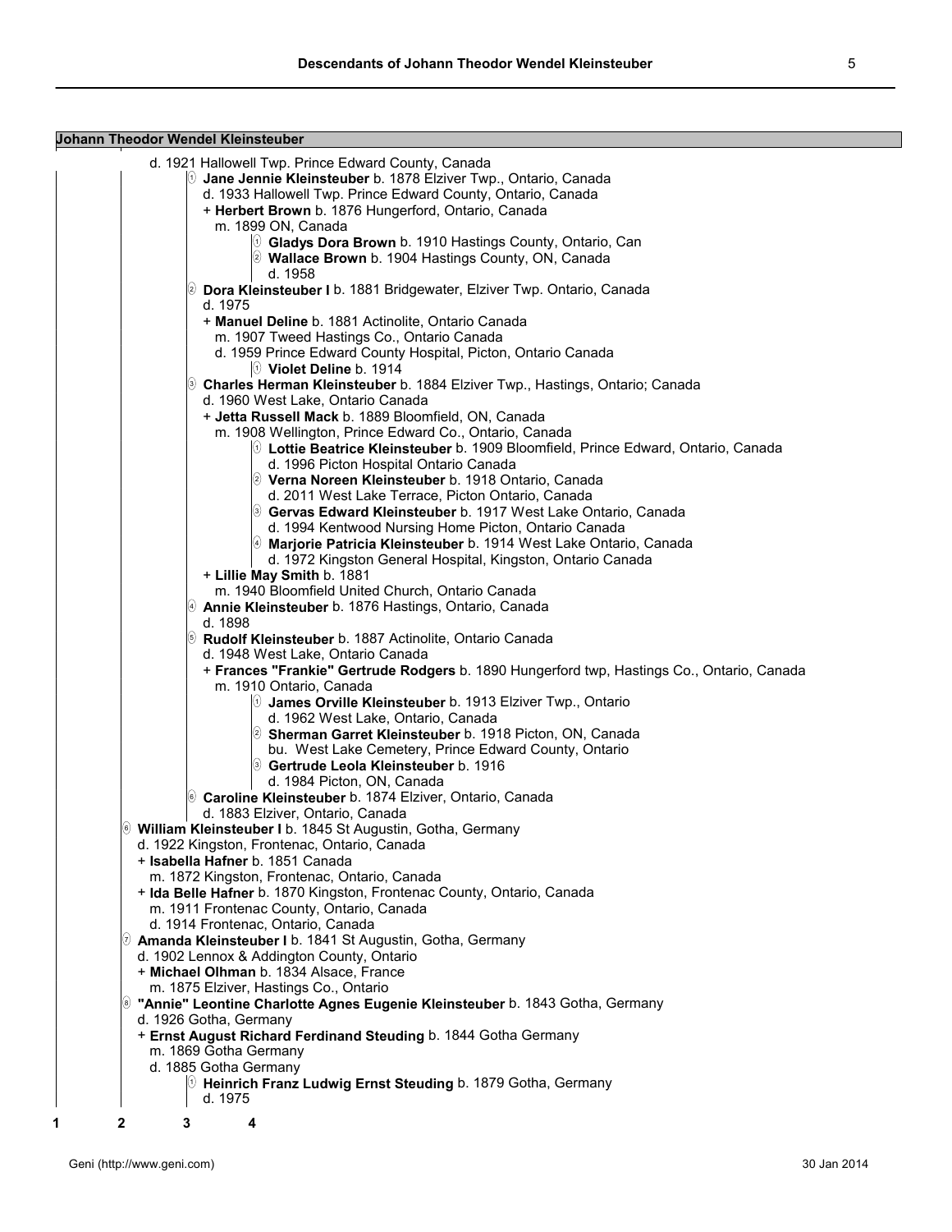**Johann Theodor Wendel Kleinsteuber**

d. 1921 Hallowell Twp. Prince Edward County, Canada

- (1) **Jane Jennie Kleinsteuber** b. 1878 Elziver Twp., Ontario, Canada
  d. 1933 Hallowell Twp. Prince Edward County, Ontario, Canada
  + **Herbert Brown** b. 1876 Hungerford, Ontario, Canada
  m. 1899 ON, Canada
  - (1) **Gladys Dora Brown** b. 1910 Hastings County, Ontario, Can
  - (2) **Wallace Brown** b. 1904 Hastings County, ON, Canada
    d. 1958
- (2) **Dora Kleinsteuber I** b. 1881 Bridgewater, Elziver Twp. Ontario, Canada
  d. 1975
  + **Manuel Deline** b. 1881 Actinolite, Ontario Canada
  m. 1907 Tweed Hastings Co., Ontario Canada
  d. 1959 Prince Edward County Hospital, Picton, Ontario Canada
  - (1) **Violet Deline** b. 1914
- (3) **Charles Herman Kleinsteuber** b. 1884 Elziver Twp., Hastings, Ontario; Canada
  d. 1960 West Lake, Ontario Canada
  + **Jetta Russell Mack** b. 1889 Bloomfield, ON, Canada
  m. 1908 Wellington, Prince Edward Co., Ontario, Canada
  - (1) **Lottie Beatrice Kleinsteuber** b. 1909 Bloomfield, Prince Edward, Ontario, Canada
    d. 1996 Picton Hospital Ontario Canada
  - (2) **Verna Noreen Kleinsteuber** b. 1918 Ontario, Canada
    d. 2011 West Lake Terrace, Picton Ontario, Canada
  - (3) **Gervas Edward Kleinsteuber** b. 1917 West Lake Ontario, Canada
    d. 1994 Kentwood Nursing Home Picton, Ontario Canada
  - (4) **Marjorie Patricia Kleinsteuber** b. 1914 West Lake Ontario, Canada
    d. 1972 Kingston General Hospital, Kingston, Ontario Canada

  + **Lillie May Smith** b. 1881
  m. 1940 Bloomfield United Church, Ontario Canada
- (4) **Annie Kleinsteuber** b. 1876 Hastings, Ontario, Canada
  d. 1898
- (5) **Rudolf Kleinsteuber** b. 1887 Actinolite, Ontario Canada
  d. 1948 West Lake, Ontario Canada
  + **Frances "Frankie" Gertrude Rodgers** b. 1890 Hungerford twp, Hastings Co., Ontario, Canada
  m. 1910 Ontario, Canada
  - (1) **James Orville Kleinsteuber** b. 1913 Elziver Twp., Ontario
    d. 1962 West Lake, Ontario, Canada
  - (2) **Sherman Garret Kleinsteuber** b. 1918 Picton, ON, Canada
    bu. West Lake Cemetery, Prince Edward County, Ontario
  - (3) **Gertrude Leola Kleinsteuber** b. 1916
    d. 1984 Picton, ON, Canada
- (6) **Caroline Kleinsteuber** b. 1874 Elziver, Ontario, Canada
  d. 1883 Elziver, Ontario, Canada

(6) **William Kleinsteuber I** b. 1845 St Augustin, Gotha, Germany
d. 1922 Kingston, Frontenac, Ontario, Canada
+ **Isabella Hafner** b. 1851 Canada
m. 1872 Kingston, Frontenac, Ontario, Canada
+ **Ida Belle Hafner** b. 1870 Kingston, Frontenac County, Ontario, Canada
m. 1911 Frontenac County, Ontario, Canada
d. 1914 Frontenac, Ontario, Canada

(7) **Amanda Kleinsteuber I** b. 1841 St Augustin, Gotha, Germany
d. 1902 Lennox & Addington County, Ontario
+ **Michael Olhman** b. 1834 Alsace, France
m. 1875 Elziver, Hastings Co., Ontario

(8) **"Annie" Leontine Charlotte Agnes Eugenie Kleinsteuber** b. 1843 Gotha, Germany
d. 1926 Gotha, Germany
+ **Ernst August Richard Ferdinand Steuding** b. 1844 Gotha Germany
m. 1869 Gotha Germany
d. 1885 Gotha Germany
- (1) **Heinrich Franz Ludwig Ernst Steuding** b. 1879 Gotha, Germany
  d. 1975

1 2 3 4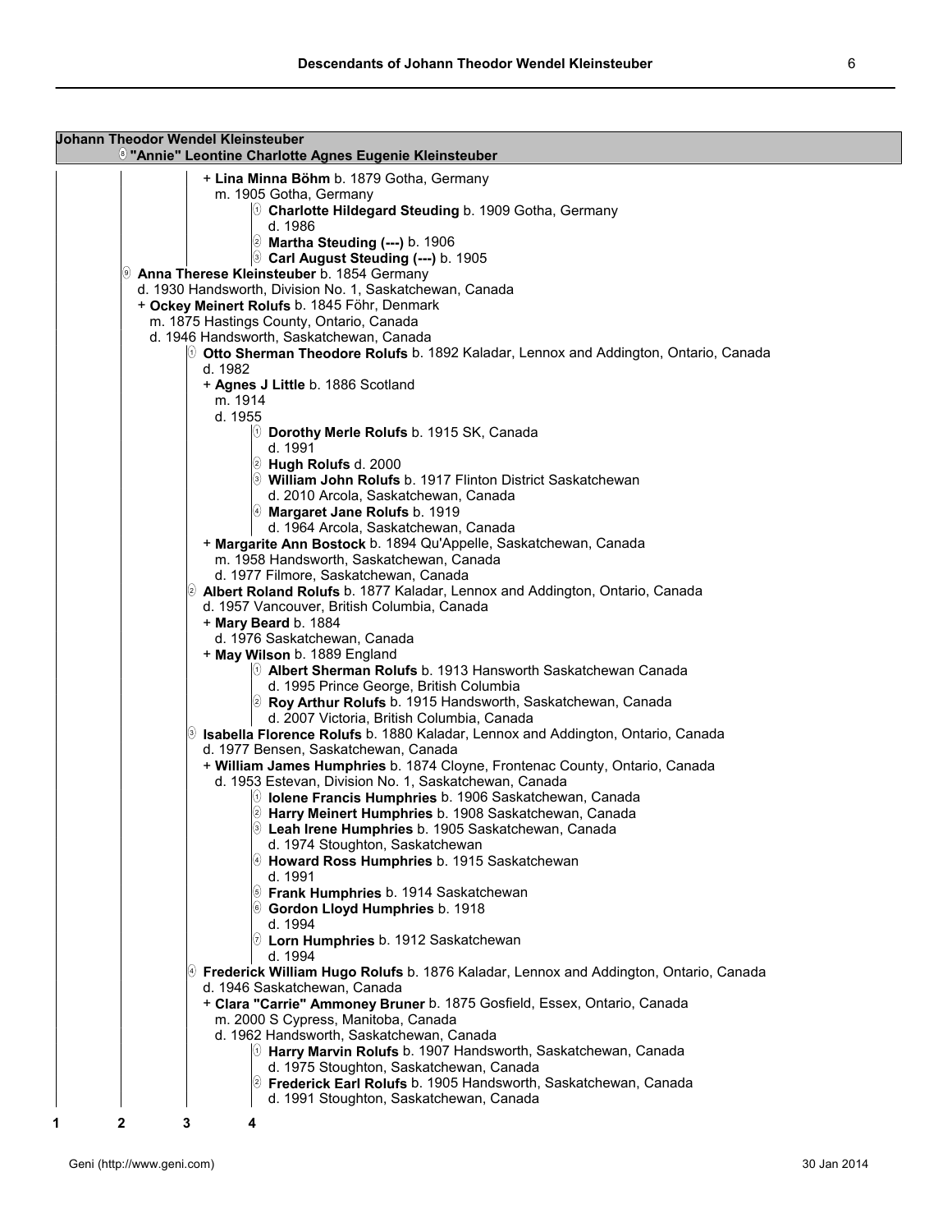**Johann Theodor Wendel Kleinsteuber**

⑧ **"Annie" Leontine Charlotte Agnes Eugenie Kleinsteuber**

- + **Lina Minna Böhm** b. 1879 Gotha, Germany
  m. 1905 Gotha, Germany
  - ① **Charlotte Hildegard Steuding** b. 1909 Gotha, Germany
    d. 1986
  - ② **Martha Steuding (---)** b. 1906
  - ③ **Carl August Steuding (---)** b. 1905

⑨ **Anna Therese Kleinsteuber** b. 1854 Germany
d. 1930 Handsworth, Division No. 1, Saskatchewan, Canada
+ **Ockey Meinert Rolufs** b. 1845 Föhr, Denmark
m. 1875 Hastings County, Ontario, Canada
d. 1946 Handsworth, Saskatchewan, Canada

- ① **Otto Sherman Theodore Rolufs** b. 1892 Kaladar, Lennox and Addington, Ontario, Canada
  d. 1982
  + **Agnes J Little** b. 1886 Scotland
  m. 1914
  d. 1955
  - ① **Dorothy Merle Rolufs** b. 1915 SK, Canada
    d. 1991
  - ② **Hugh Rolufs** d. 2000
  - ③ **William John Rolufs** b. 1917 Flinton District Saskatchewan
    d. 2010 Arcola, Saskatchewan, Canada
  - ④ **Margaret Jane Rolufs** b. 1919
    d. 1964 Arcola, Saskatchewan, Canada

  + **Margarite Ann Bostock** b. 1894 Qu'Appelle, Saskatchewan, Canada
  m. 1958 Handsworth, Saskatchewan, Canada
  d. 1977 Filmore, Saskatchewan, Canada
- ② **Albert Roland Rolufs** b. 1877 Kaladar, Lennox and Addington, Ontario, Canada
  d. 1957 Vancouver, British Columbia, Canada
  + **Mary Beard** b. 1884
  d. 1976 Saskatchewan, Canada
  + **May Wilson** b. 1889 England
  - ① **Albert Sherman Rolufs** b. 1913 Hansworth Saskatchewan Canada
    d. 1995 Prince George, British Columbia
  - ② **Roy Arthur Rolufs** b. 1915 Handsworth, Saskatchewan, Canada
    d. 2007 Victoria, British Columbia, Canada
- ③ **Isabella Florence Rolufs** b. 1880 Kaladar, Lennox and Addington, Ontario, Canada
  d. 1977 Bensen, Saskatchewan, Canada
  + **William James Humphries** b. 1874 Cloyne, Frontenac County, Ontario, Canada
  d. 1953 Estevan, Division No. 1, Saskatchewan, Canada
  - ① **Iolene Francis Humphries** b. 1906 Saskatchewan, Canada
  - ② **Harry Meinert Humphries** b. 1908 Saskatchewan, Canada
  - ③ **Leah Irene Humphries** b. 1905 Saskatchewan, Canada
    d. 1974 Stoughton, Saskatchewan
  - ④ **Howard Ross Humphries** b. 1915 Saskatchewan
    d. 1991
  - ⑤ **Frank Humphries** b. 1914 Saskatchewan
  - ⑥ **Gordon Lloyd Humphries** b. 1918
    d. 1994
  - ⑦ **Lorn Humphries** b. 1912 Saskatchewan
    d. 1994
- ④ **Frederick William Hugo Rolufs** b. 1876 Kaladar, Lennox and Addington, Ontario, Canada
  d. 1946 Saskatchewan, Canada
  + **Clara "Carrie" Ammoney Bruner** b. 1875 Gosfield, Essex, Ontario, Canada
  m. 2000 S Cypress, Manitoba, Canada
  d. 1962 Handsworth, Saskatchewan, Canada
  - ① **Harry Marvin Rolufs** b. 1907 Handsworth, Saskatchewan, Canada
    d. 1975 Stoughton, Saskatchewan, Canada
  - ② **Frederick Earl Rolufs** b. 1905 Handsworth, Saskatchewan, Canada
    d. 1991 Stoughton, Saskatchewan, Canada

1 2 3 4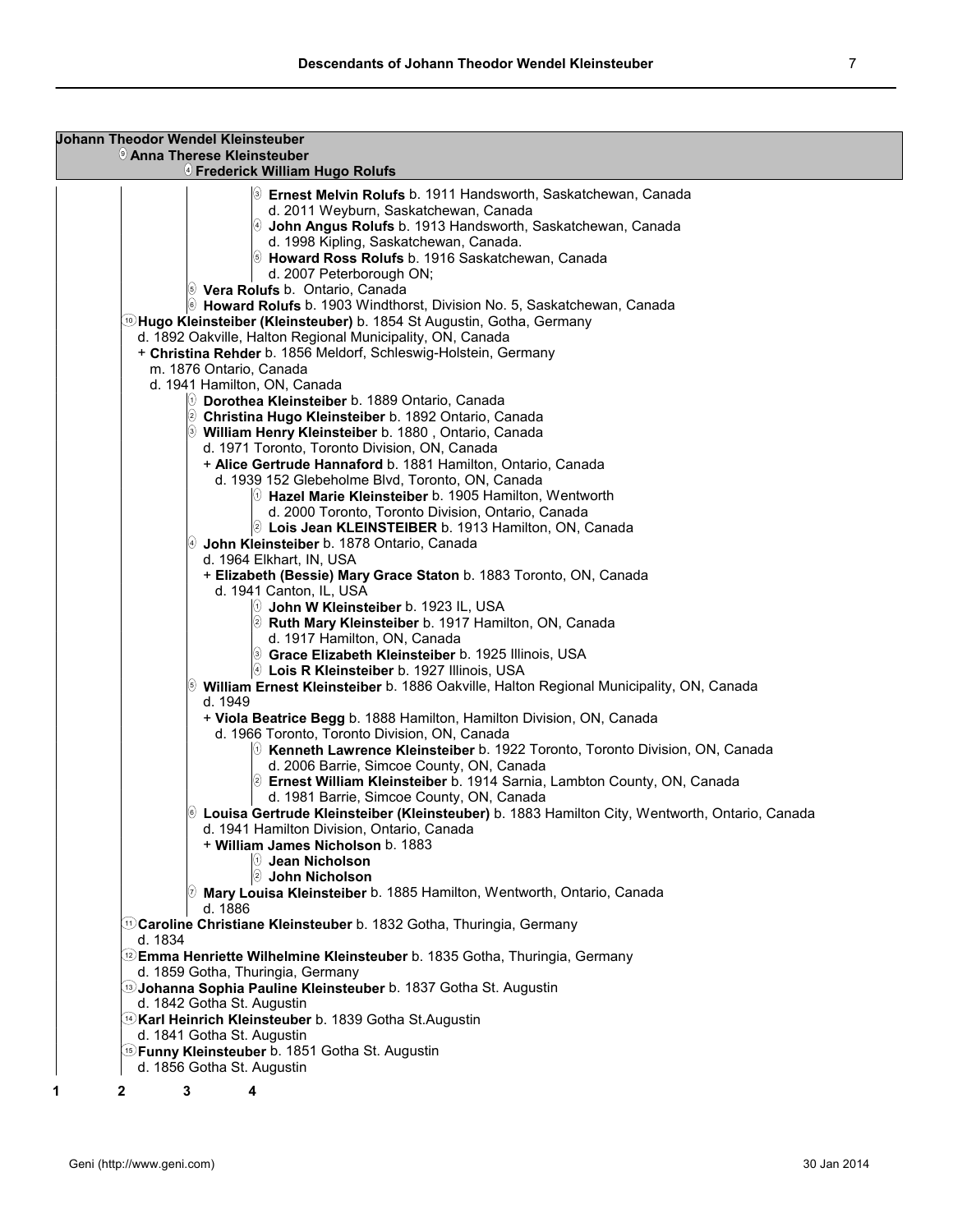**Johann Theodor Wendel Kleinsteuber**
**9 Anna Therese Kleinsteuber**
**4 Frederick William Hugo Rolufs**

- 3 **Ernest Melvin Rolufs** b. 1911 Handsworth, Saskatchewan, Canada
  d. 2011 Weyburn, Saskatchewan, Canada
- 4 **John Angus Rolufs** b. 1913 Handsworth, Saskatchewan, Canada
  d. 1998 Kipling, Saskatchewan, Canada.
- 5 **Howard Ross Rolufs** b. 1916 Saskatchewan, Canada
  d. 2007 Peterborough ON;

5 **Vera Rolufs** b. Ontario, Canada
6 **Howard Rolufs** b. 1903 Windthorst, Division No. 5, Saskatchewan, Canada

10 **Hugo Kleinsteiber (Kleinsteuber)** b. 1854 St Augustin, Gotha, Germany
d. 1892 Oakville, Halton Regional Municipality, ON, Canada
+ **Christina Rehder** b. 1856 Meldorf, Schleswig-Holstein, Germany
m. 1876 Ontario, Canada
d. 1941 Hamilton, ON, Canada

- 1 **Dorothea Kleinsteiber** b. 1889 Ontario, Canada
- 2 **Christina Hugo Kleinsteiber** b. 1892 Ontario, Canada
- 3 **William Henry Kleinsteiber** b. 1880 , Ontario, Canada
  d. 1971 Toronto, Toronto Division, ON, Canada
  + **Alice Gertrude Hannaford** b. 1881 Hamilton, Ontario, Canada
  d. 1939 152 Glebeholme Blvd, Toronto, ON, Canada
  - 1 **Hazel Marie Kleinsteiber** b. 1905 Hamilton, Wentworth
    d. 2000 Toronto, Toronto Division, Ontario, Canada
  - 2 **Lois Jean KLEINSTEIBER** b. 1913 Hamilton, ON, Canada
- 4 **John Kleinsteiber** b. 1878 Ontario, Canada
  d. 1964 Elkhart, IN, USA
  + **Elizabeth (Bessie) Mary Grace Staton** b. 1883 Toronto, ON, Canada
  d. 1941 Canton, IL, USA
  - 1 **John W Kleinsteiber** b. 1923 IL, USA
  - 2 **Ruth Mary Kleinsteiber** b. 1917 Hamilton, ON, Canada
    d. 1917 Hamilton, ON, Canada
  - 3 **Grace Elizabeth Kleinsteiber** b. 1925 Illinois, USA
  - 4 **Lois R Kleinsteiber** b. 1927 Illinois, USA
- 5 **William Ernest Kleinsteiber** b. 1886 Oakville, Halton Regional Municipality, ON, Canada
  d. 1949
  + **Viola Beatrice Begg** b. 1888 Hamilton, Hamilton Division, ON, Canada
  d. 1966 Toronto, Toronto Division, ON, Canada
  - 1 **Kenneth Lawrence Kleinsteiber** b. 1922 Toronto, Toronto Division, ON, Canada
    d. 2006 Barrie, Simcoe County, ON, Canada
  - 2 **Ernest William Kleinsteiber** b. 1914 Sarnia, Lambton County, ON, Canada
    d. 1981 Barrie, Simcoe County, ON, Canada
- 6 **Louisa Gertrude Kleinsteiber (Kleinsteuber)** b. 1883 Hamilton City, Wentworth, Ontario, Canada
  d. 1941 Hamilton Division, Ontario, Canada
  + **William James Nicholson** b. 1883
  - 1 **Jean Nicholson**
  - 2 **John Nicholson**
- 7 **Mary Louisa Kleinsteiber** b. 1885 Hamilton, Wentworth, Ontario, Canada
  d. 1886

11 **Caroline Christiane Kleinsteuber** b. 1832 Gotha, Thuringia, Germany
d. 1834

12 **Emma Henriette Wilhelmine Kleinsteuber** b. 1835 Gotha, Thuringia, Germany
d. 1859 Gotha, Thuringia, Germany

13 **Johanna Sophia Pauline Kleinsteuber** b. 1837 Gotha St. Augustin
d. 1842 Gotha St. Augustin

14 **Karl Heinrich Kleinsteuber** b. 1839 Gotha St.Augustin
d. 1841 Gotha St. Augustin

15 **Funny Kleinsteuber** b. 1851 Gotha St. Augustin
d. 1856 Gotha St. Augustin

1 2 3 4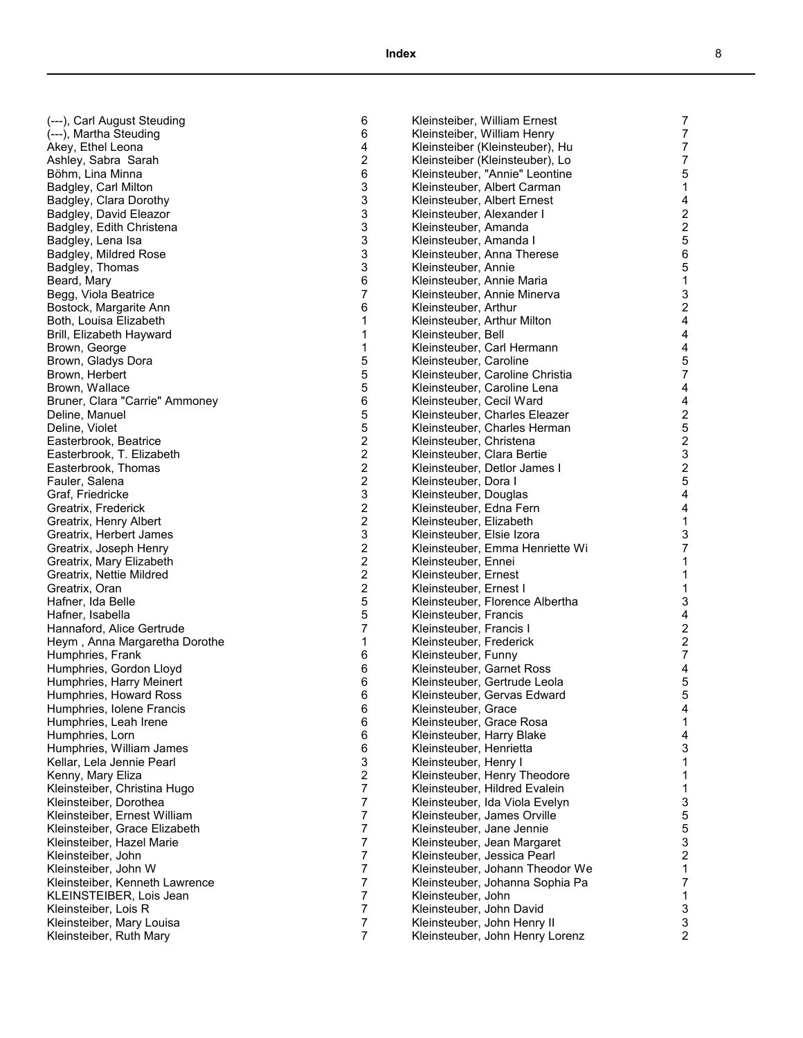**Index**

| Name | Page |
|---|---|
| (---), Carl August Steuding | 6 |
| (---), Martha Steuding | 6 |
| Akey, Ethel Leona | 4 |
| Ashley, Sabra  Sarah | 2 |
| Böhm, Lina Minna | 6 |
| Badgley, Carl Milton | 3 |
| Badgley, Clara Dorothy | 3 |
| Badgley, David Eleazor | 3 |
| Badgley, Edith Christena | 3 |
| Badgley, Lena Isa | 3 |
| Badgley, Mildred Rose | 3 |
| Badgley, Thomas | 3 |
| Beard, Mary | 6 |
| Begg, Viola Beatrice | 7 |
| Bostock, Margarite Ann | 6 |
| Both, Louisa Elizabeth | 1 |
| Brill, Elizabeth Hayward | 1 |
| Brown, George | 1 |
| Brown, Gladys Dora | 5 |
| Brown, Herbert | 5 |
| Brown, Wallace | 5 |
| Bruner, Clara "Carrie" Ammoney | 6 |
| Deline, Manuel | 5 |
| Deline, Violet | 5 |
| Easterbrook, Beatrice | 2 |
| Easterbrook, T. Elizabeth | 2 |
| Easterbrook, Thomas | 2 |
| Fauler, Salena | 2 |
| Graf, Friedricke | 3 |
| Greatrix, Frederick | 2 |
| Greatrix, Henry Albert | 2 |
| Greatrix, Herbert James | 3 |
| Greatrix, Joseph Henry | 2 |
| Greatrix, Mary Elizabeth | 2 |
| Greatrix, Nettie Mildred | 2 |
| Greatrix, Oran | 2 |
| Hafner, Ida Belle | 5 |
| Hafner, Isabella | 5 |
| Hannaford, Alice Gertrude | 7 |
| Heym , Anna Margaretha Dorothe | 1 |
| Humphries, Frank | 6 |
| Humphries, Gordon Lloyd | 6 |
| Humphries, Harry Meinert | 6 |
| Humphries, Howard Ross | 6 |
| Humphries, Iolene Francis | 6 |
| Humphries, Leah Irene | 6 |
| Humphries, Lorn | 6 |
| Humphries, William James | 6 |
| Kellar, Lela Jennie Pearl | 3 |
| Kenny, Mary Eliza | 2 |
| Kleinsteiber, Christina Hugo | 7 |
| Kleinsteiber, Dorothea | 7 |
| Kleinsteiber, Ernest William | 7 |
| Kleinsteiber, Grace Elizabeth | 7 |
| Kleinsteiber, Hazel Marie | 7 |
| Kleinsteiber, John | 7 |
| Kleinsteiber, John W | 7 |
| Kleinsteiber, Kenneth Lawrence | 7 |
| KLEINSTEIBER, Lois Jean | 7 |
| Kleinsteiber, Lois R | 7 |
| Kleinsteiber, Mary Louisa | 7 |
| Kleinsteiber, Ruth Mary | 7 |
| Kleinsteiber, William Ernest | 7 |
| Kleinsteiber, William Henry | 7 |
| Kleinsteiber (Kleinsteuber), Hu | 7 |
| Kleinsteiber (Kleinsteuber), Lo | 7 |
| Kleinsteuber, "Annie" Leontine | 5 |
| Kleinsteuber, Albert Carman | 1 |
| Kleinsteuber, Albert Ernest | 4 |
| Kleinsteuber, Alexander I | 2 |
| Kleinsteuber, Amanda | 2 |
| Kleinsteuber, Amanda I | 5 |
| Kleinsteuber, Anna Therese | 6 |
| Kleinsteuber, Annie | 5 |
| Kleinsteuber, Annie Maria | 1 |
| Kleinsteuber, Annie Minerva | 3 |
| Kleinsteuber, Arthur | 2 |
| Kleinsteuber, Arthur Milton | 4 |
| Kleinsteuber, Bell | 4 |
| Kleinsteuber, Carl Hermann | 4 |
| Kleinsteuber, Caroline | 5 |
| Kleinsteuber, Caroline Christia | 7 |
| Kleinsteuber, Caroline Lena | 4 |
| Kleinsteuber, Cecil Ward | 4 |
| Kleinsteuber, Charles Eleazer | 2 |
| Kleinsteuber, Charles Herman | 5 |
| Kleinsteuber, Christena | 2 |
| Kleinsteuber, Clara Bertie | 3 |
| Kleinsteuber, Detlor James I | 2 |
| Kleinsteuber, Dora I | 5 |
| Kleinsteuber, Douglas | 4 |
| Kleinsteuber, Edna Fern | 4 |
| Kleinsteuber, Elizabeth | 1 |
| Kleinsteuber, Elsie Izora | 3 |
| Kleinsteuber, Emma Henriette Wi | 7 |
| Kleinsteuber, Ennei | 1 |
| Kleinsteuber, Ernest | 1 |
| Kleinsteuber, Ernest I | 1 |
| Kleinsteuber, Florence Albertha | 3 |
| Kleinsteuber, Francis | 4 |
| Kleinsteuber, Francis I | 2 |
| Kleinsteuber, Frederick | 2 |
| Kleinsteuber, Funny | 7 |
| Kleinsteuber, Garnet Ross | 4 |
| Kleinsteuber, Gertrude Leola | 5 |
| Kleinsteuber, Gervas Edward | 5 |
| Kleinsteuber, Grace | 4 |
| Kleinsteuber, Grace Rosa | 1 |
| Kleinsteuber, Harry Blake | 4 |
| Kleinsteuber, Henrietta | 3 |
| Kleinsteuber, Henry I | 1 |
| Kleinsteuber, Henry Theodore | 1 |
| Kleinsteuber, Hildred Evalein | 1 |
| Kleinsteuber, Ida Viola Evelyn | 3 |
| Kleinsteuber, James Orville | 5 |
| Kleinsteuber, Jane Jennie | 5 |
| Kleinsteuber, Jean Margaret | 3 |
| Kleinsteuber, Jessica Pearl | 2 |
| Kleinsteuber, Johann Theodor We | 1 |
| Kleinsteuber, Johanna Sophia Pa | 7 |
| Kleinsteuber, John | 1 |
| Kleinsteuber, John David | 3 |
| Kleinsteuber, John Henry II | 3 |
| Kleinsteuber, John Henry Lorenz | 2 |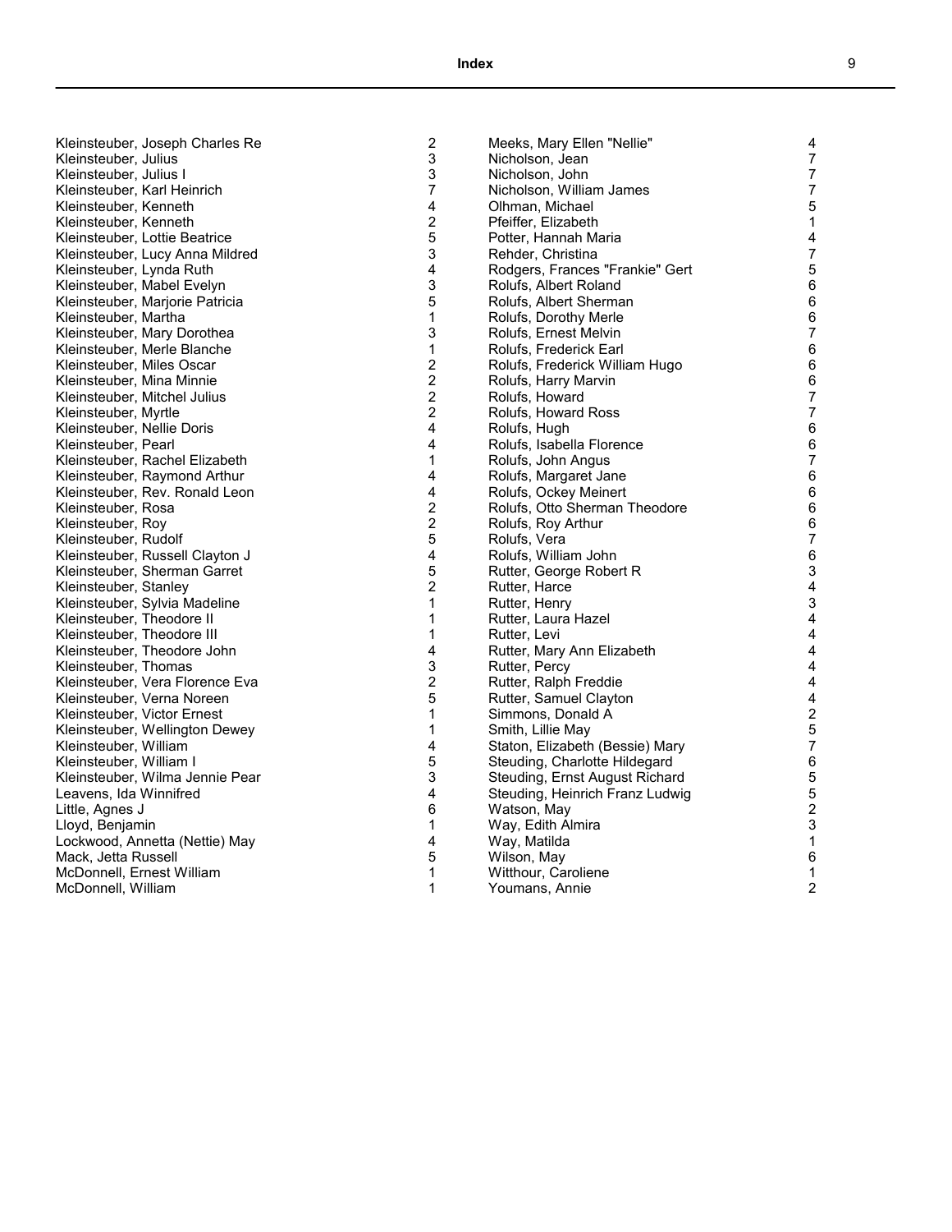# Index

| | |
|---|---|
| Kleinsteuber, Joseph Charles Re | 2 |
| Kleinsteuber, Julius | 3 |
| Kleinsteuber, Julius I | 3 |
| Kleinsteuber, Karl Heinrich | 7 |
| Kleinsteuber, Kenneth | 4 |
| Kleinsteuber, Kenneth | 2 |
| Kleinsteuber, Lottie Beatrice | 5 |
| Kleinsteuber, Lucy Anna Mildred | 3 |
| Kleinsteuber, Lynda Ruth | 4 |
| Kleinsteuber, Mabel Evelyn | 3 |
| Kleinsteuber, Marjorie Patricia | 5 |
| Kleinsteuber, Martha | 1 |
| Kleinsteuber, Mary Dorothea | 3 |
| Kleinsteuber, Merle Blanche | 1 |
| Kleinsteuber, Miles Oscar | 2 |
| Kleinsteuber, Mina Minnie | 2 |
| Kleinsteuber, Mitchel Julius | 2 |
| Kleinsteuber, Myrtle | 2 |
| Kleinsteuber, Nellie Doris | 4 |
| Kleinsteuber, Pearl | 4 |
| Kleinsteuber, Rachel Elizabeth | 1 |
| Kleinsteuber, Raymond Arthur | 4 |
| Kleinsteuber, Rev. Ronald Leon | 4 |
| Kleinsteuber, Rosa | 2 |
| Kleinsteuber, Roy | 2 |
| Kleinsteuber, Rudolf | 5 |
| Kleinsteuber, Russell Clayton J | 4 |
| Kleinsteuber, Sherman Garret | 5 |
| Kleinsteuber, Stanley | 2 |
| Kleinsteuber, Sylvia Madeline | 1 |
| Kleinsteuber, Theodore II | 1 |
| Kleinsteuber, Theodore III | 1 |
| Kleinsteuber, Theodore John | 4 |
| Kleinsteuber, Thomas | 3 |
| Kleinsteuber, Vera Florence Eva | 2 |
| Kleinsteuber, Verna Noreen | 5 |
| Kleinsteuber, Victor Ernest | 1 |
| Kleinsteuber, Wellington Dewey | 1 |
| Kleinsteuber, William | 4 |
| Kleinsteuber, William I | 5 |
| Kleinsteuber, Wilma Jennie Pear | 3 |
| Leavens, Ida Winnifred | 4 |
| Little, Agnes J | 6 |
| Lloyd, Benjamin | 1 |
| Lockwood, Annetta (Nettie) May | 4 |
| Mack, Jetta Russell | 5 |
| McDonnell, Ernest William | 1 |
| McDonnell, William | 1 |
| Meeks, Mary Ellen "Nellie" | 4 |
| Nicholson, Jean | 7 |
| Nicholson, John | 7 |
| Nicholson, William James | 7 |
| Olhman, Michael | 5 |
| Pfeiffer, Elizabeth | 1 |
| Potter, Hannah Maria | 4 |
| Rehder, Christina | 7 |
| Rodgers, Frances "Frankie" Gert | 5 |
| Rolufs, Albert Roland | 6 |
| Rolufs, Albert Sherman | 6 |
| Rolufs, Dorothy Merle | 6 |
| Rolufs, Ernest Melvin | 7 |
| Rolufs, Frederick Earl | 6 |
| Rolufs, Frederick William Hugo | 6 |
| Rolufs, Harry Marvin | 6 |
| Rolufs, Howard | 7 |
| Rolufs, Howard Ross | 7 |
| Rolufs, Hugh | 6 |
| Rolufs, Isabella Florence | 6 |
| Rolufs, John Angus | 7 |
| Rolufs, Margaret Jane | 6 |
| Rolufs, Ockey Meinert | 6 |
| Rolufs, Otto Sherman Theodore | 6 |
| Rolufs, Roy Arthur | 6 |
| Rolufs, Vera | 7 |
| Rolufs, William John | 6 |
| Rutter, George Robert R | 3 |
| Rutter, Harce | 4 |
| Rutter, Henry | 3 |
| Rutter, Laura Hazel | 4 |
| Rutter, Levi | 4 |
| Rutter, Mary Ann Elizabeth | 4 |
| Rutter, Percy | 4 |
| Rutter, Ralph Freddie | 4 |
| Rutter, Samuel Clayton | 4 |
| Simmons, Donald A | 2 |
| Smith, Lillie May | 5 |
| Staton, Elizabeth (Bessie) Mary | 7 |
| Steuding, Charlotte Hildegard | 6 |
| Steuding, Ernst August Richard | 5 |
| Steuding, Heinrich Franz Ludwig | 5 |
| Watson, May | 2 |
| Way, Edith Almira | 3 |
| Way, Matilda | 1 |
| Wilson, May | 6 |
| Witthour, Caroliene | 1 |
| Youmans, Annie | 2 |